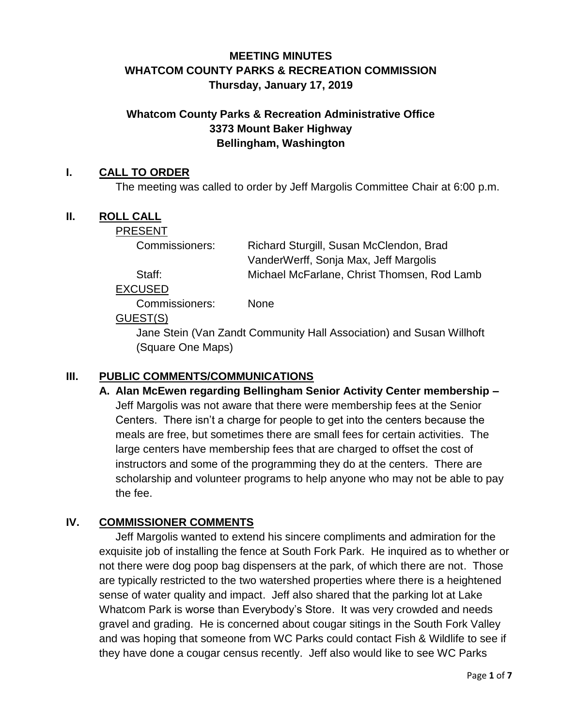# MEETING MINUTES
# WHATCOM COUNTY PARKS & RECREATION COMMISSION
## Thursday, January 17, 2019

## Whatcom County Parks & Recreation Administrative Office
## 3373 Mount Baker Highway
## Bellingham, Washington

## I. CALL TO ORDER

The meeting was called to order by Jeff Margolis Committee Chair at 6:00 p.m.

## II. ROLL CALL

PRESENT

Commissioners: Richard Sturgill, Susan McClendon, Brad VanderWerff, Sonja Max, Jeff Margolis

Staff: Michael McFarlane, Christ Thomsen, Rod Lamb

EXCUSED

Commissioners: None

GUEST(S)

Jane Stein (Van Zandt Community Hall Association) and Susan Willhoft (Square One Maps)

## III. PUBLIC COMMENTS/COMMUNICATIONS

**A. Alan McEwen regarding Bellingham Senior Activity Center membership –** Jeff Margolis was not aware that there were membership fees at the Senior Centers. There isn't a charge for people to get into the centers because the meals are free, but sometimes there are small fees for certain activities. The large centers have membership fees that are charged to offset the cost of instructors and some of the programming they do at the centers. There are scholarship and volunteer programs to help anyone who may not be able to pay the fee.

## IV. COMMISSIONER COMMENTS

Jeff Margolis wanted to extend his sincere compliments and admiration for the exquisite job of installing the fence at South Fork Park. He inquired as to whether or not there were dog poop bag dispensers at the park, of which there are not. Those are typically restricted to the two watershed properties where there is a heightened sense of water quality and impact. Jeff also shared that the parking lot at Lake Whatcom Park is worse than Everybody's Store. It was very crowded and needs gravel and grading. He is concerned about cougar sitings in the South Fork Valley and was hoping that someone from WC Parks could contact Fish & Wildlife to see if they have done a cougar census recently. Jeff also would like to see WC Parks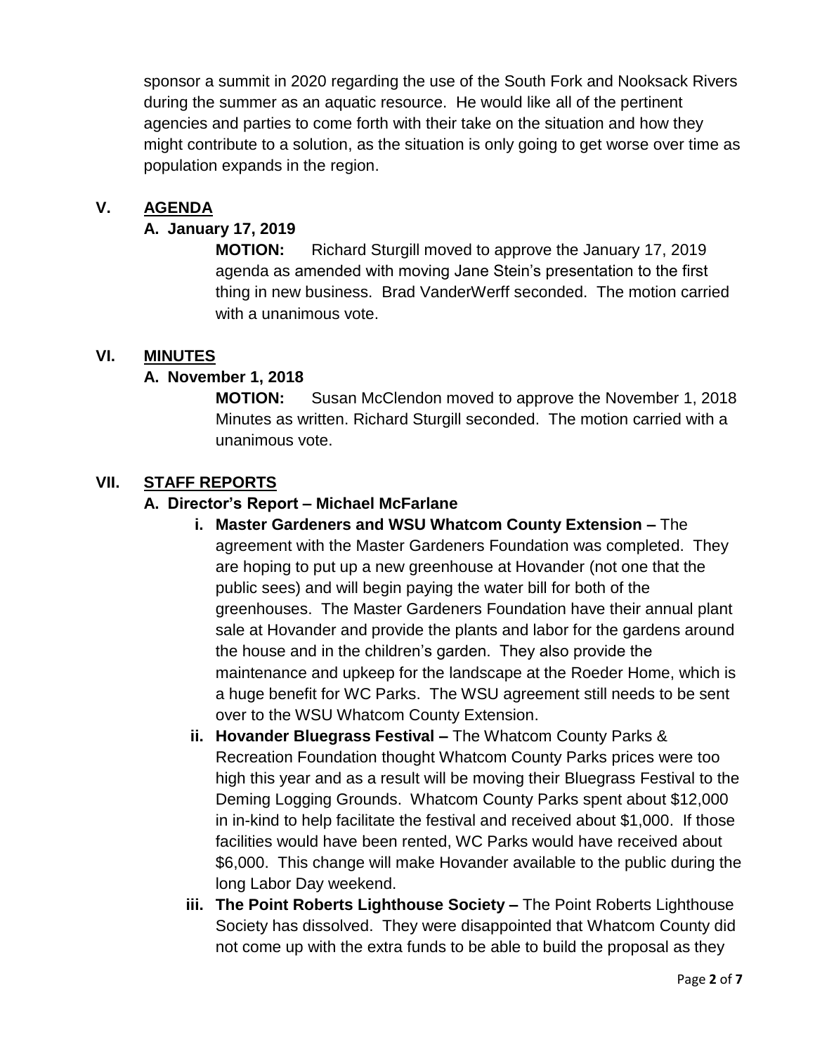sponsor a summit in 2020 regarding the use of the South Fork and Nooksack Rivers during the summer as an aquatic resource. He would like all of the pertinent agencies and parties to come forth with their take on the situation and how they might contribute to a solution, as the situation is only going to get worse over time as population expands in the region.

## V. AGENDA

### A. January 17, 2019

**MOTION:** Richard Sturgill moved to approve the January 17, 2019 agenda as amended with moving Jane Stein's presentation to the first thing in new business. Brad VanderWerff seconded. The motion carried with a unanimous vote.

## VI. MINUTES

### A. November 1, 2018

**MOTION:** Susan McClendon moved to approve the November 1, 2018 Minutes as written. Richard Sturgill seconded. The motion carried with a unanimous vote.

## VII. STAFF REPORTS

### A. Director's Report – Michael McFarlane

i. **Master Gardeners and WSU Whatcom County Extension –** The agreement with the Master Gardeners Foundation was completed. They are hoping to put up a new greenhouse at Hovander (not one that the public sees) and will begin paying the water bill for both of the greenhouses. The Master Gardeners Foundation have their annual plant sale at Hovander and provide the plants and labor for the gardens around the house and in the children's garden. They also provide the maintenance and upkeep for the landscape at the Roeder Home, which is a huge benefit for WC Parks. The WSU agreement still needs to be sent over to the WSU Whatcom County Extension.

ii. **Hovander Bluegrass Festival –** The Whatcom County Parks & Recreation Foundation thought Whatcom County Parks prices were too high this year and as a result will be moving their Bluegrass Festival to the Deming Logging Grounds. Whatcom County Parks spent about $12,000 in in-kind to help facilitate the festival and received about $1,000. If those facilities would have been rented, WC Parks would have received about $6,000. This change will make Hovander available to the public during the long Labor Day weekend.

iii. **The Point Roberts Lighthouse Society –** The Point Roberts Lighthouse Society has dissolved. They were disappointed that Whatcom County did not come up with the extra funds to be able to build the proposal as they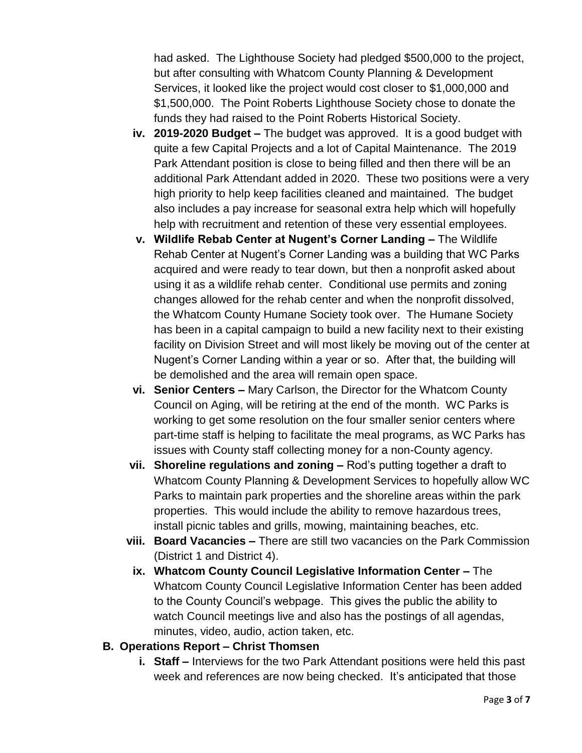had asked. The Lighthouse Society had pledged $500,000 to the project, but after consulting with Whatcom County Planning & Development Services, it looked like the project would cost closer to $1,000,000 and $1,500,000. The Point Roberts Lighthouse Society chose to donate the funds they had raised to the Point Roberts Historical Society.

- **iv. 2019-2020 Budget –** The budget was approved. It is a good budget with quite a few Capital Projects and a lot of Capital Maintenance. The 2019 Park Attendant position is close to being filled and then there will be an additional Park Attendant added in 2020. These two positions were a very high priority to help keep facilities cleaned and maintained. The budget also includes a pay increase for seasonal extra help which will hopefully help with recruitment and retention of these very essential employees.
- **v. Wildlife Rebab Center at Nugent's Corner Landing –** The Wildlife Rehab Center at Nugent's Corner Landing was a building that WC Parks acquired and were ready to tear down, but then a nonprofit asked about using it as a wildlife rehab center. Conditional use permits and zoning changes allowed for the rehab center and when the nonprofit dissolved, the Whatcom County Humane Society took over. The Humane Society has been in a capital campaign to build a new facility next to their existing facility on Division Street and will most likely be moving out of the center at Nugent's Corner Landing within a year or so. After that, the building will be demolished and the area will remain open space.
- **vi. Senior Centers –** Mary Carlson, the Director for the Whatcom County Council on Aging, will be retiring at the end of the month. WC Parks is working to get some resolution on the four smaller senior centers where part-time staff is helping to facilitate the meal programs, as WC Parks has issues with County staff collecting money for a non-County agency.
- **vii. Shoreline regulations and zoning –** Rod's putting together a draft to Whatcom County Planning & Development Services to hopefully allow WC Parks to maintain park properties and the shoreline areas within the park properties. This would include the ability to remove hazardous trees, install picnic tables and grills, mowing, maintaining beaches, etc.
- **viii. Board Vacancies –** There are still two vacancies on the Park Commission (District 1 and District 4).
- **ix. Whatcom County Council Legislative Information Center –** The Whatcom County Council Legislative Information Center has been added to the County Council's webpage. This gives the public the ability to watch Council meetings live and also has the postings of all agendas, minutes, video, audio, action taken, etc.

**B. Operations Report – Christ Thomsen**

- **i. Staff –** Interviews for the two Park Attendant positions were held this past week and references are now being checked. It's anticipated that those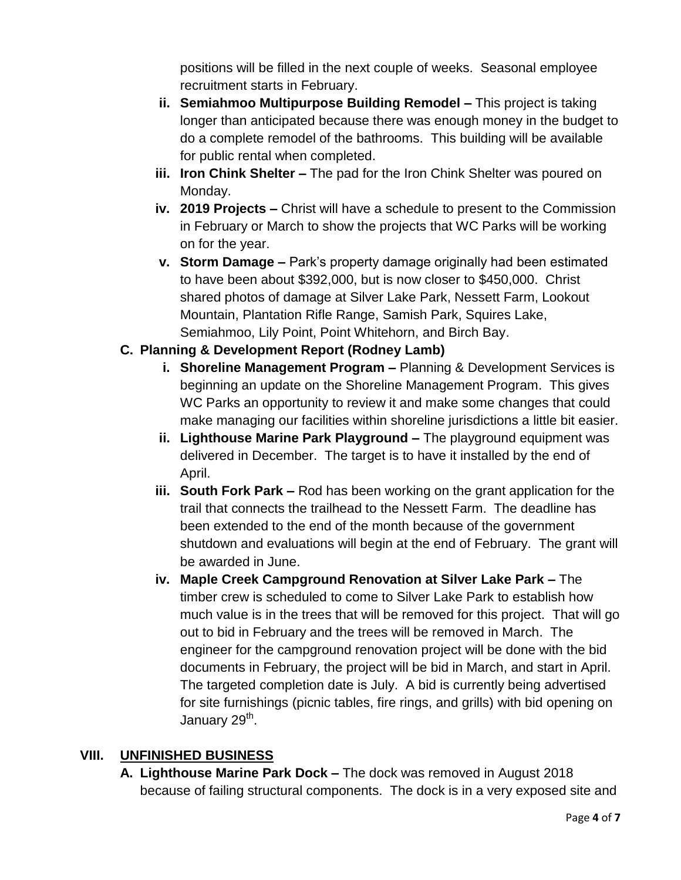positions will be filled in the next couple of weeks. Seasonal employee recruitment starts in February.

ii. **Semiahmoo Multipurpose Building Remodel –** This project is taking longer than anticipated because there was enough money in the budget to do a complete remodel of the bathrooms. This building will be available for public rental when completed.

iii. **Iron Chink Shelter –** The pad for the Iron Chink Shelter was poured on Monday.

iv. **2019 Projects –** Christ will have a schedule to present to the Commission in February or March to show the projects that WC Parks will be working on for the year.

v. **Storm Damage –** Park's property damage originally had been estimated to have been about $392,000, but is now closer to $450,000. Christ shared photos of damage at Silver Lake Park, Nessett Farm, Lookout Mountain, Plantation Rifle Range, Samish Park, Squires Lake, Semiahmoo, Lily Point, Point Whitehorn, and Birch Bay.

**C. Planning & Development Report (Rodney Lamb)**

i. **Shoreline Management Program –** Planning & Development Services is beginning an update on the Shoreline Management Program. This gives WC Parks an opportunity to review it and make some changes that could make managing our facilities within shoreline jurisdictions a little bit easier.

ii. **Lighthouse Marine Park Playground –** The playground equipment was delivered in December. The target is to have it installed by the end of April.

iii. **South Fork Park –** Rod has been working on the grant application for the trail that connects the trailhead to the Nessett Farm. The deadline has been extended to the end of the month because of the government shutdown and evaluations will begin at the end of February. The grant will be awarded in June.

iv. **Maple Creek Campground Renovation at Silver Lake Park –** The timber crew is scheduled to come to Silver Lake Park to establish how much value is in the trees that will be removed for this project. That will go out to bid in February and the trees will be removed in March. The engineer for the campground renovation project will be done with the bid documents in February, the project will be bid in March, and start in April. The targeted completion date is July. A bid is currently being advertised for site furnishings (picnic tables, fire rings, and grills) with bid opening on January 29th.

## VIII. UNFINISHED BUSINESS

**A. Lighthouse Marine Park Dock –** The dock was removed in August 2018 because of failing structural components. The dock is in a very exposed site and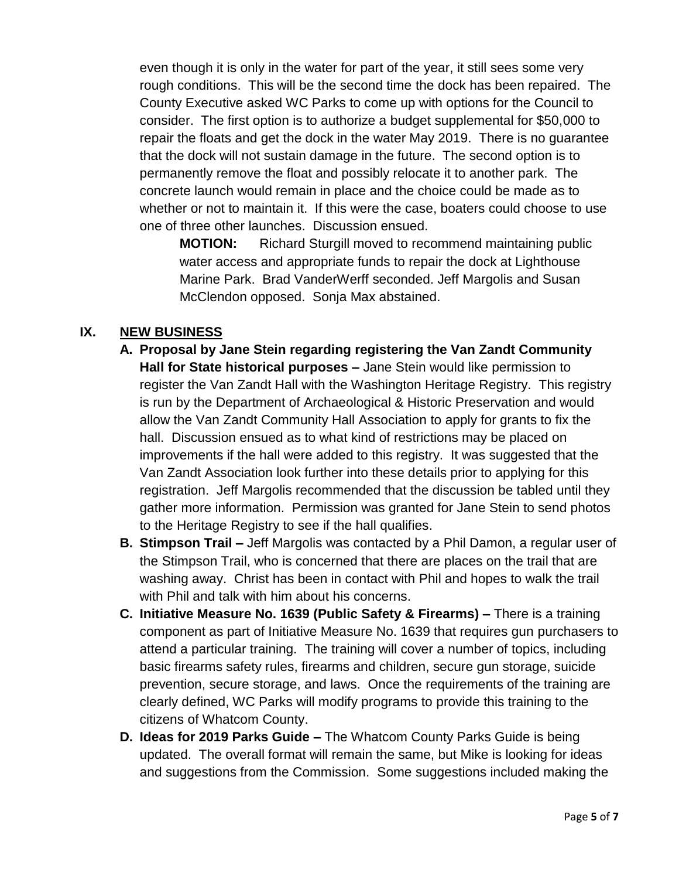even though it is only in the water for part of the year, it still sees some very rough conditions. This will be the second time the dock has been repaired. The County Executive asked WC Parks to come up with options for the Council to consider. The first option is to authorize a budget supplemental for $50,000 to repair the floats and get the dock in the water May 2019. There is no guarantee that the dock will not sustain damage in the future. The second option is to permanently remove the float and possibly relocate it to another park. The concrete launch would remain in place and the choice could be made as to whether or not to maintain it. If this were the case, boaters could choose to use one of three other launches. Discussion ensued.

> **MOTION:** Richard Sturgill moved to recommend maintaining public water access and appropriate funds to repair the dock at Lighthouse Marine Park. Brad VanderWerff seconded. Jeff Margolis and Susan McClendon opposed. Sonja Max abstained.

## IX. NEW BUSINESS

**A. Proposal by Jane Stein regarding registering the Van Zandt Community Hall for State historical purposes –** Jane Stein would like permission to register the Van Zandt Hall with the Washington Heritage Registry. This registry is run by the Department of Archaeological & Historic Preservation and would allow the Van Zandt Community Hall Association to apply for grants to fix the hall. Discussion ensued as to what kind of restrictions may be placed on improvements if the hall were added to this registry. It was suggested that the Van Zandt Association look further into these details prior to applying for this registration. Jeff Margolis recommended that the discussion be tabled until they gather more information. Permission was granted for Jane Stein to send photos to the Heritage Registry to see if the hall qualifies.

**B. Stimpson Trail –** Jeff Margolis was contacted by a Phil Damon, a regular user of the Stimpson Trail, who is concerned that there are places on the trail that are washing away. Christ has been in contact with Phil and hopes to walk the trail with Phil and talk with him about his concerns.

**C. Initiative Measure No. 1639 (Public Safety & Firearms) –** There is a training component as part of Initiative Measure No. 1639 that requires gun purchasers to attend a particular training. The training will cover a number of topics, including basic firearms safety rules, firearms and children, secure gun storage, suicide prevention, secure storage, and laws. Once the requirements of the training are clearly defined, WC Parks will modify programs to provide this training to the citizens of Whatcom County.

**D. Ideas for 2019 Parks Guide –** The Whatcom County Parks Guide is being updated. The overall format will remain the same, but Mike is looking for ideas and suggestions from the Commission. Some suggestions included making the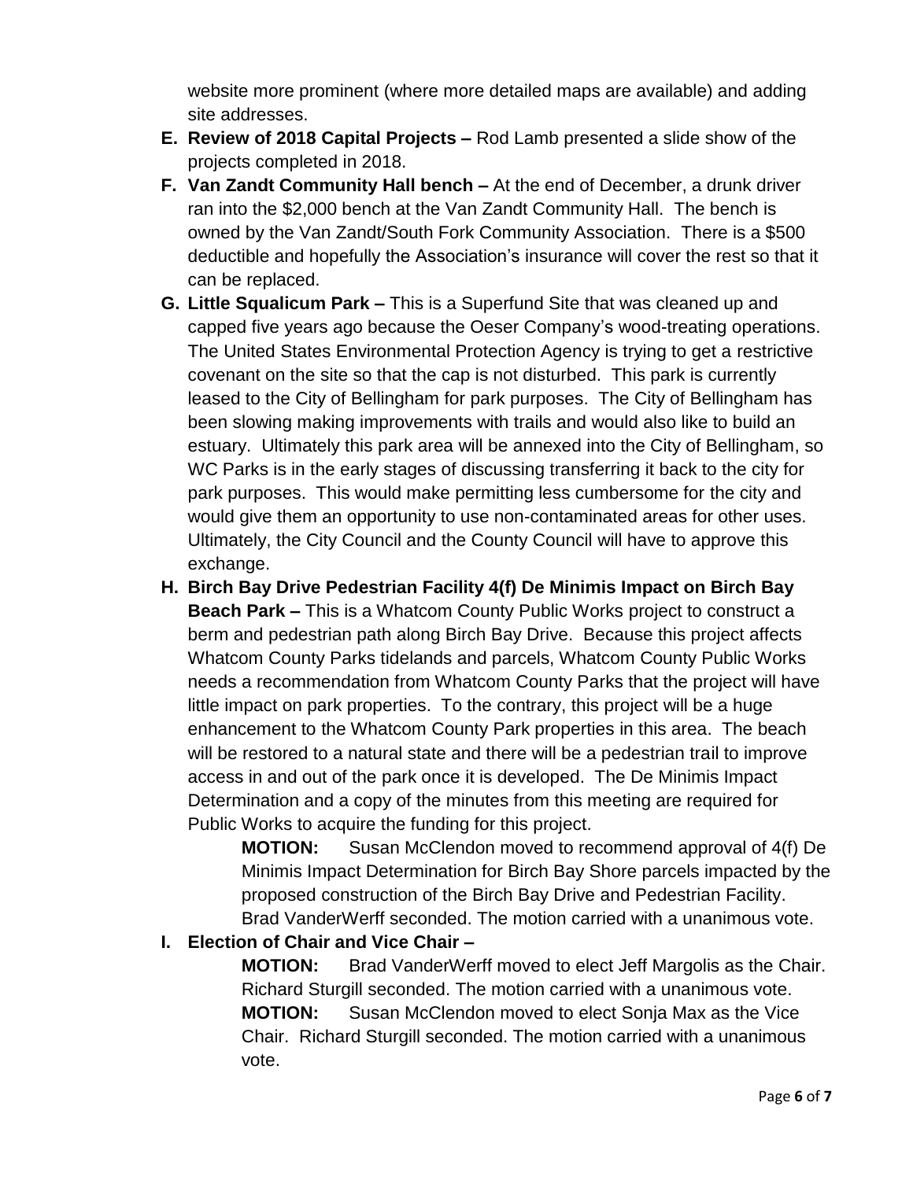website more prominent (where more detailed maps are available) and adding site addresses.

E. **Review of 2018 Capital Projects –** Rod Lamb presented a slide show of the projects completed in 2018.

F. **Van Zandt Community Hall bench –** At the end of December, a drunk driver ran into the $2,000 bench at the Van Zandt Community Hall. The bench is owned by the Van Zandt/South Fork Community Association. There is a $500 deductible and hopefully the Association's insurance will cover the rest so that it can be replaced.

G. **Little Squalicum Park –** This is a Superfund Site that was cleaned up and capped five years ago because the Oeser Company's wood-treating operations. The United States Environmental Protection Agency is trying to get a restrictive covenant on the site so that the cap is not disturbed. This park is currently leased to the City of Bellingham for park purposes. The City of Bellingham has been slowing making improvements with trails and would also like to build an estuary. Ultimately this park area will be annexed into the City of Bellingham, so WC Parks is in the early stages of discussing transferring it back to the city for park purposes. This would make permitting less cumbersome for the city and would give them an opportunity to use non-contaminated areas for other uses. Ultimately, the City Council and the County Council will have to approve this exchange.

H. **Birch Bay Drive Pedestrian Facility 4(f) De Minimis Impact on Birch Bay Beach Park –** This is a Whatcom County Public Works project to construct a berm and pedestrian path along Birch Bay Drive. Because this project affects Whatcom County Parks tidelands and parcels, Whatcom County Public Works needs a recommendation from Whatcom County Parks that the project will have little impact on park properties. To the contrary, this project will be a huge enhancement to the Whatcom County Park properties in this area. The beach will be restored to a natural state and there will be a pedestrian trail to improve access in and out of the park once it is developed. The De Minimis Impact Determination and a copy of the minutes from this meeting are required for Public Works to acquire the funding for this project.

 **MOTION:** Susan McClendon moved to recommend approval of 4(f) De Minimis Impact Determination for Birch Bay Shore parcels impacted by the proposed construction of the Birch Bay Drive and Pedestrian Facility. Brad VanderWerff seconded. The motion carried with a unanimous vote.

I. **Election of Chair and Vice Chair –**

 **MOTION:** Brad VanderWerff moved to elect Jeff Margolis as the Chair. Richard Sturgill seconded. The motion carried with a unanimous vote.

 **MOTION:** Susan McClendon moved to elect Sonja Max as the Vice Chair. Richard Sturgill seconded. The motion carried with a unanimous vote.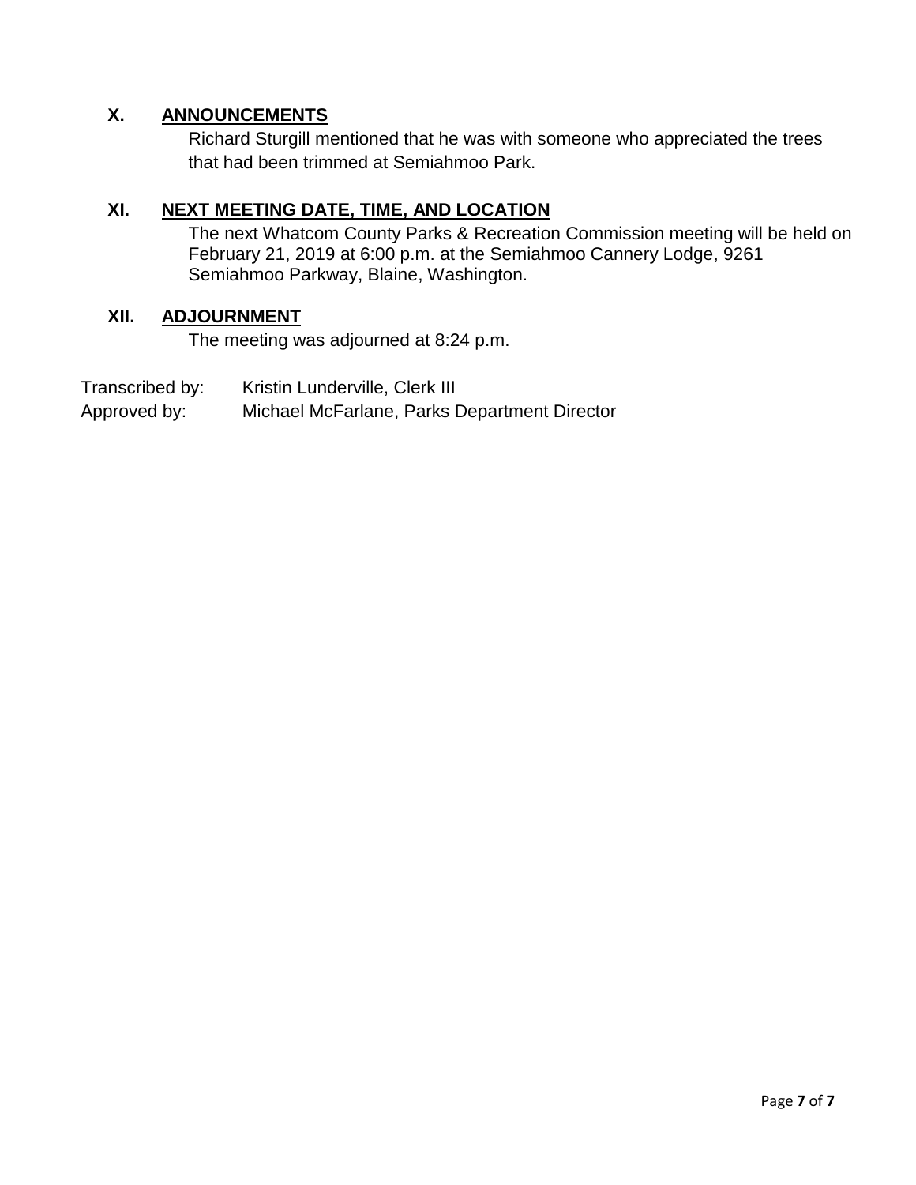## X. ANNOUNCEMENTS

Richard Sturgill mentioned that he was with someone who appreciated the trees that had been trimmed at Semiahmoo Park.

## XI. NEXT MEETING DATE, TIME, AND LOCATION

The next Whatcom County Parks & Recreation Commission meeting will be held on February 21, 2019 at 6:00 p.m. at the Semiahmoo Cannery Lodge, 9261 Semiahmoo Parkway, Blaine, Washington.

## XII. ADJOURNMENT

The meeting was adjourned at 8:24 p.m.

Transcribed by: Kristin Lunderville, Clerk III
Approved by: Michael McFarlane, Parks Department Director